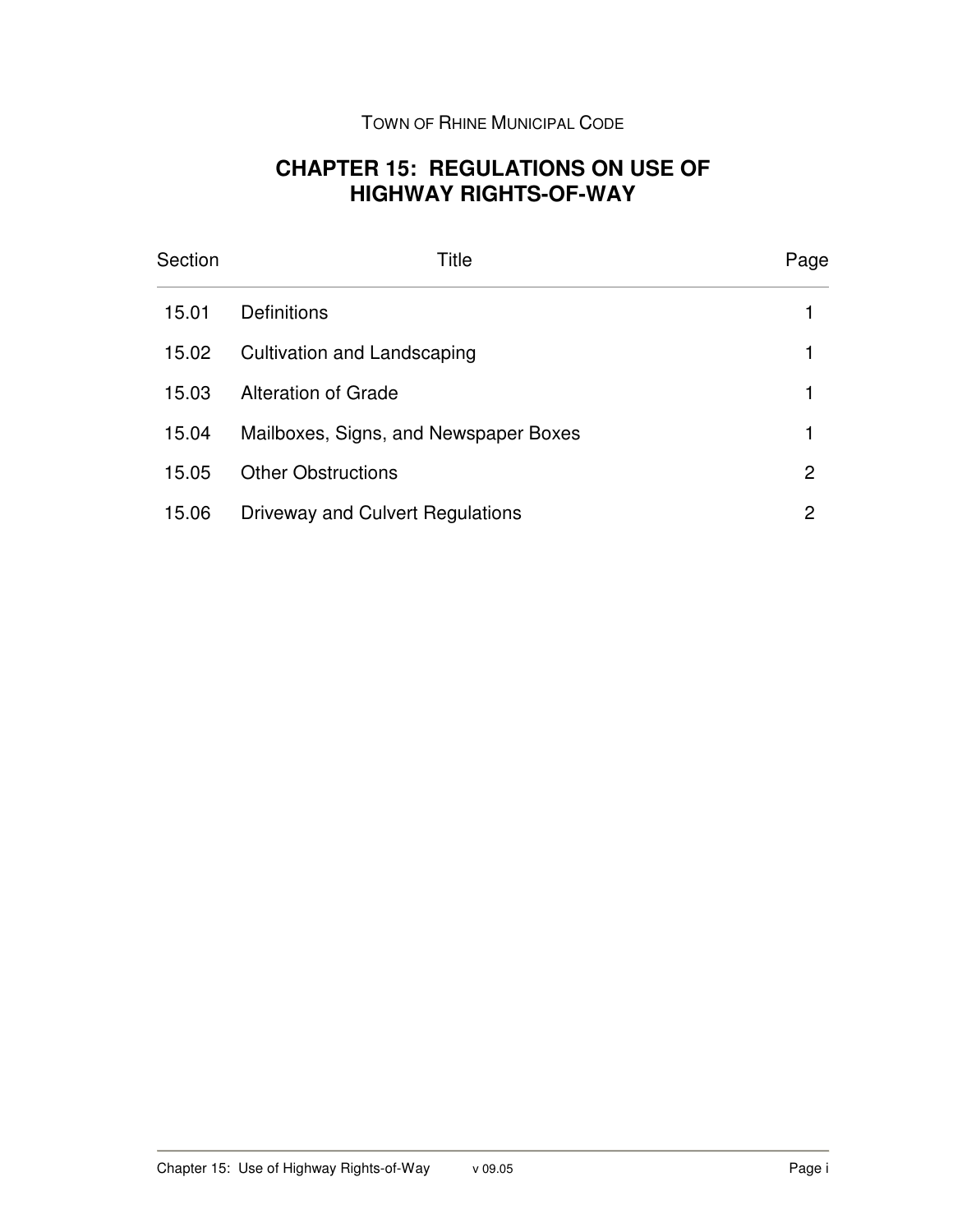TOWN OF RHINE MUNICIPAL CODE

# CHAPTER 15: REGULATIONS ON USE OF HIGHWAY RIGHTS-OF-WAY

| Section | Title | Page |
| --- | --- | --- |
| 15.01 | Definitions | 1 |
| 15.02 | Cultivation and Landscaping | 1 |
| 15.03 | Alteration of Grade | 1 |
| 15.04 | Mailboxes, Signs, and Newspaper Boxes | 1 |
| 15.05 | Other Obstructions | 2 |
| 15.06 | Driveway and Culvert Regulations | 2 |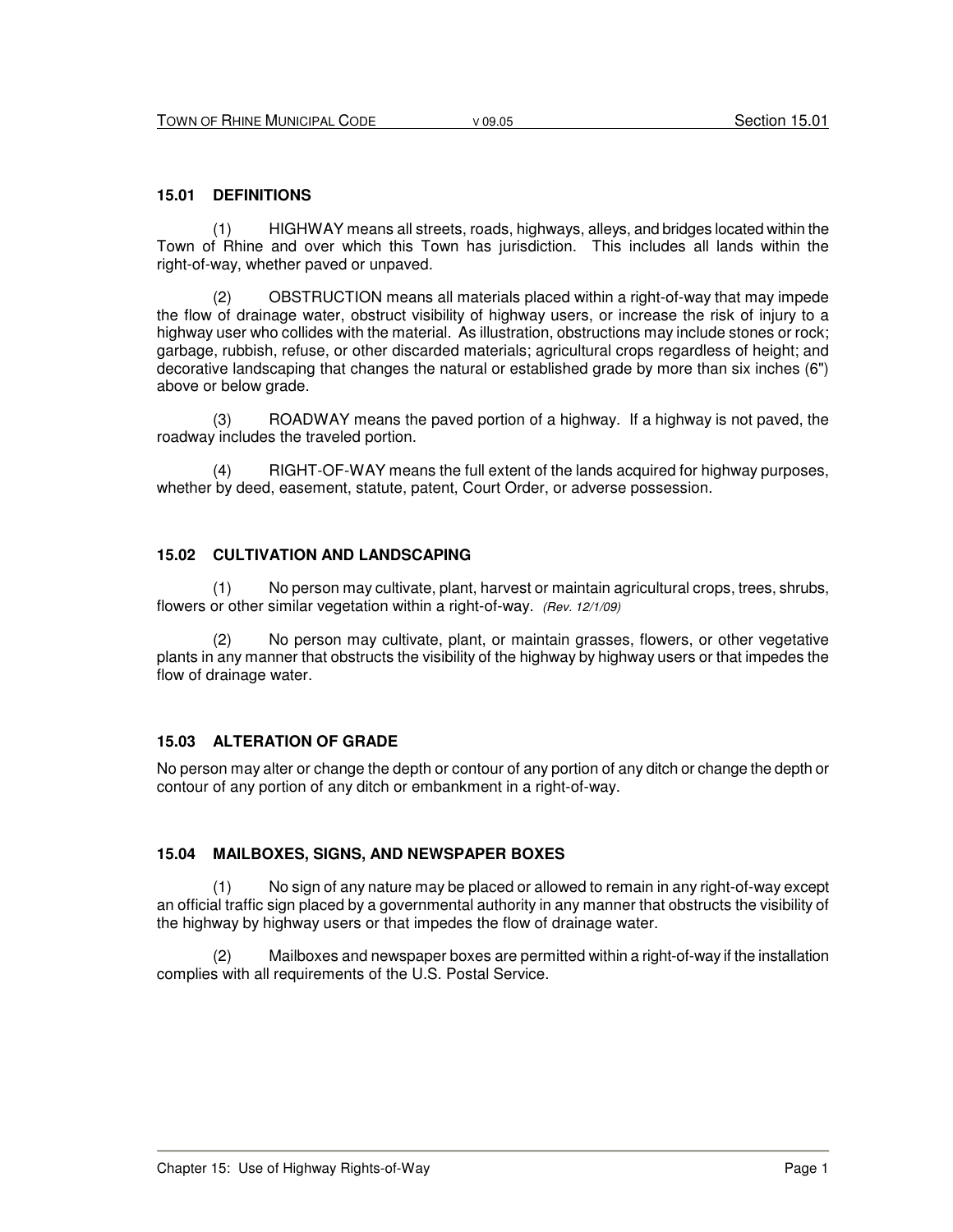## 15.01 DEFINITIONS

(1) HIGHWAY means all streets, roads, highways, alleys, and bridges located within the Town of Rhine and over which this Town has jurisdiction. This includes all lands within the right-of-way, whether paved or unpaved.

(2) OBSTRUCTION means all materials placed within a right-of-way that may impede the flow of drainage water, obstruct visibility of highway users, or increase the risk of injury to a highway user who collides with the material. As illustration, obstructions may include stones or rock; garbage, rubbish, refuse, or other discarded materials; agricultural crops regardless of height; and decorative landscaping that changes the natural or established grade by more than six inches (6") above or below grade.

(3) ROADWAY means the paved portion of a highway. If a highway is not paved, the roadway includes the traveled portion.

(4) RIGHT-OF-WAY means the full extent of the lands acquired for highway purposes, whether by deed, easement, statute, patent, Court Order, or adverse possession.

## 15.02 CULTIVATION AND LANDSCAPING

(1) No person may cultivate, plant, harvest or maintain agricultural crops, trees, shrubs, flowers or other similar vegetation within a right-of-way. *(Rev. 12/1/09)*

(2) No person may cultivate, plant, or maintain grasses, flowers, or other vegetative plants in any manner that obstructs the visibility of the highway by highway users or that impedes the flow of drainage water.

## 15.03 ALTERATION OF GRADE

No person may alter or change the depth or contour of any portion of any ditch or change the depth or contour of any portion of any ditch or embankment in a right-of-way.

## 15.04 MAILBOXES, SIGNS, AND NEWSPAPER BOXES

(1) No sign of any nature may be placed or allowed to remain in any right-of-way except an official traffic sign placed by a governmental authority in any manner that obstructs the visibility of the highway by highway users or that impedes the flow of drainage water.

(2) Mailboxes and newspaper boxes are permitted within a right-of-way if the installation complies with all requirements of the U.S. Postal Service.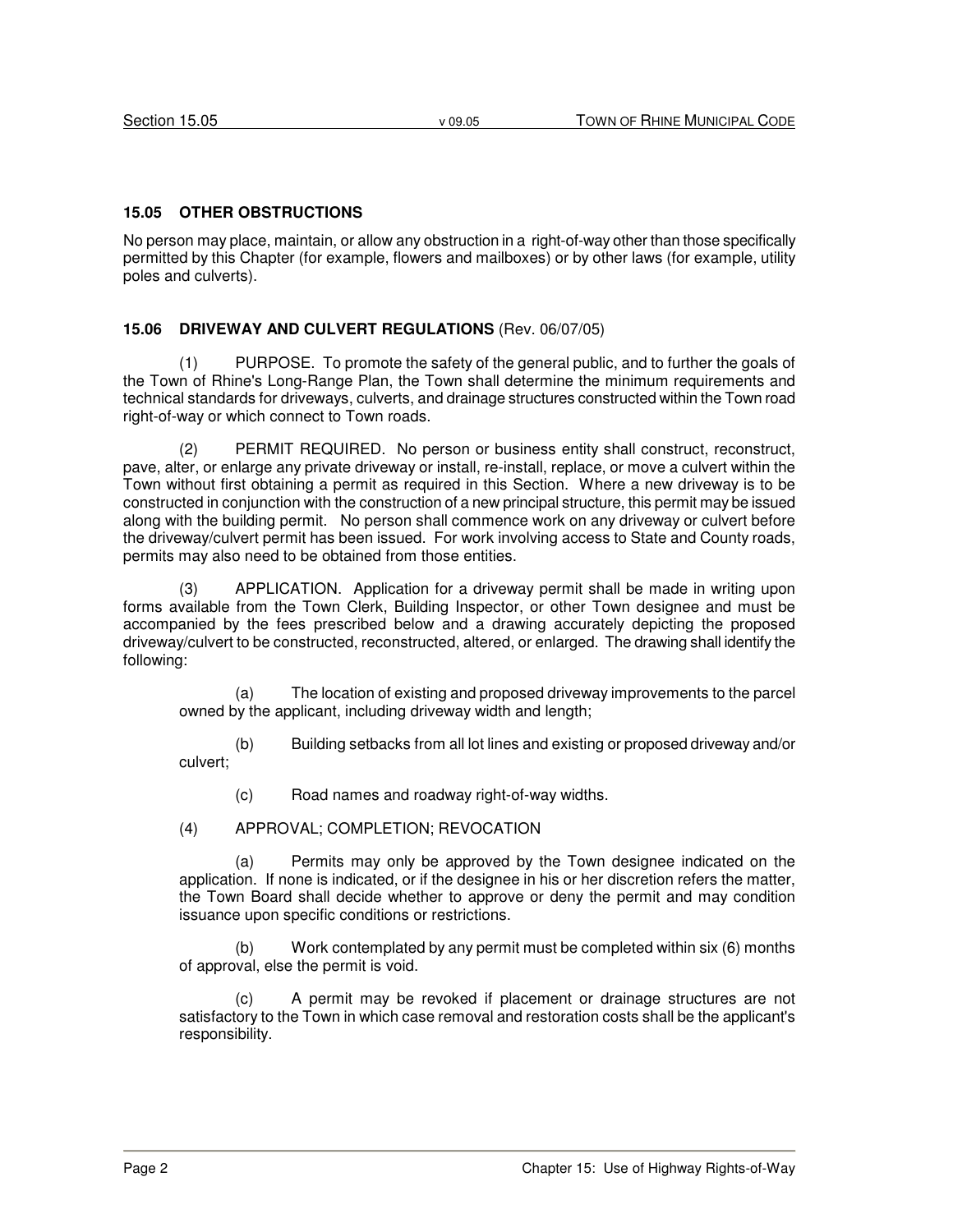### 15.05 OTHER OBSTRUCTIONS

No person may place, maintain, or allow any obstruction in a right-of-way other than those specifically permitted by this Chapter (for example, flowers and mailboxes) or by other laws (for example, utility poles and culverts).

### 15.06 DRIVEWAY AND CULVERT REGULATIONS (Rev. 06/07/05)

(1) PURPOSE. To promote the safety of the general public, and to further the goals of the Town of Rhine's Long-Range Plan, the Town shall determine the minimum requirements and technical standards for driveways, culverts, and drainage structures constructed within the Town road right-of-way or which connect to Town roads.

(2) PERMIT REQUIRED. No person or business entity shall construct, reconstruct, pave, alter, or enlarge any private driveway or install, re-install, replace, or move a culvert within the Town without first obtaining a permit as required in this Section. Where a new driveway is to be constructed in conjunction with the construction of a new principal structure, this permit may be issued along with the building permit. No person shall commence work on any driveway or culvert before the driveway/culvert permit has been issued. For work involving access to State and County roads, permits may also need to be obtained from those entities.

(3) APPLICATION. Application for a driveway permit shall be made in writing upon forms available from the Town Clerk, Building Inspector, or other Town designee and must be accompanied by the fees prescribed below and a drawing accurately depicting the proposed driveway/culvert to be constructed, reconstructed, altered, or enlarged. The drawing shall identify the following:

(a) The location of existing and proposed driveway improvements to the parcel owned by the applicant, including driveway width and length;

(b) Building setbacks from all lot lines and existing or proposed driveway and/or culvert;

(c) Road names and roadway right-of-way widths.

(4) APPROVAL; COMPLETION; REVOCATION

(a) Permits may only be approved by the Town designee indicated on the application. If none is indicated, or if the designee in his or her discretion refers the matter, the Town Board shall decide whether to approve or deny the permit and may condition issuance upon specific conditions or restrictions.

(b) Work contemplated by any permit must be completed within six (6) months of approval, else the permit is void.

(c) A permit may be revoked if placement or drainage structures are not satisfactory to the Town in which case removal and restoration costs shall be the applicant's responsibility.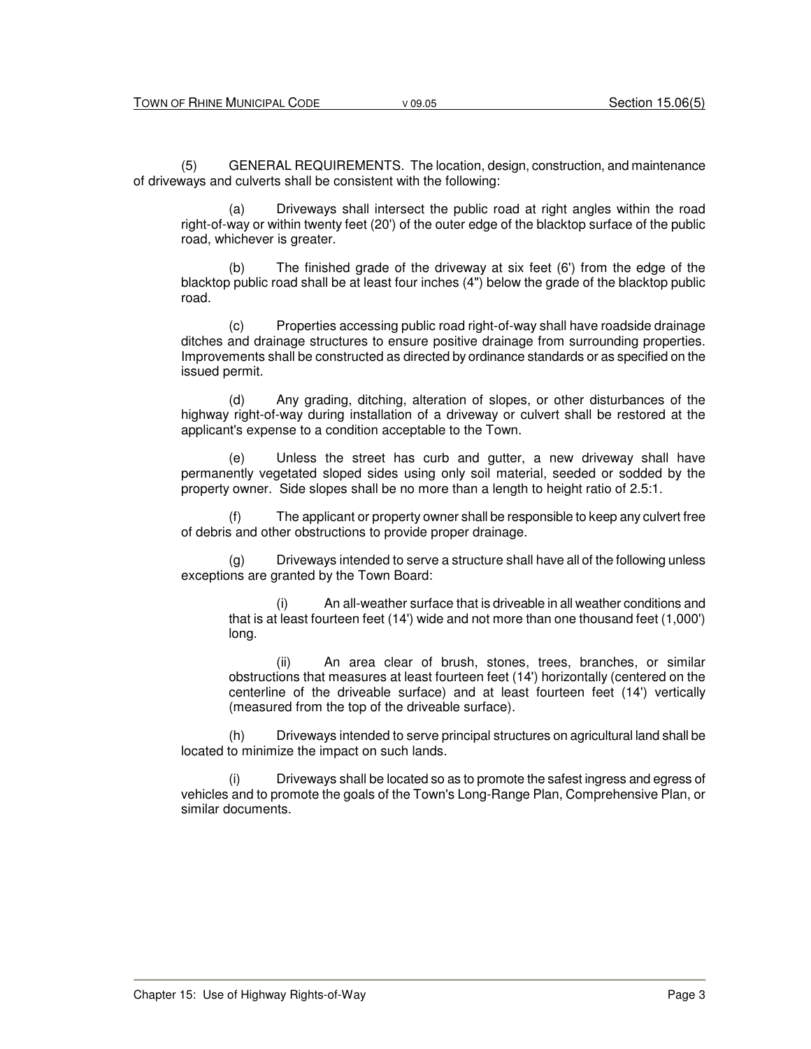(5) GENERAL REQUIREMENTS. The location, design, construction, and maintenance of driveways and culverts shall be consistent with the following:

(a) Driveways shall intersect the public road at right angles within the road right-of-way or within twenty feet (20') of the outer edge of the blacktop surface of the public road, whichever is greater.

(b) The finished grade of the driveway at six feet (6') from the edge of the blacktop public road shall be at least four inches (4") below the grade of the blacktop public road.

(c) Properties accessing public road right-of-way shall have roadside drainage ditches and drainage structures to ensure positive drainage from surrounding properties. Improvements shall be constructed as directed by ordinance standards or as specified on the issued permit.

(d) Any grading, ditching, alteration of slopes, or other disturbances of the highway right-of-way during installation of a driveway or culvert shall be restored at the applicant's expense to a condition acceptable to the Town.

(e) Unless the street has curb and gutter, a new driveway shall have permanently vegetated sloped sides using only soil material, seeded or sodded by the property owner. Side slopes shall be no more than a length to height ratio of 2.5:1.

(f) The applicant or property owner shall be responsible to keep any culvert free of debris and other obstructions to provide proper drainage.

(g) Driveways intended to serve a structure shall have all of the following unless exceptions are granted by the Town Board:

(i) An all-weather surface that is driveable in all weather conditions and that is at least fourteen feet (14') wide and not more than one thousand feet (1,000') long.

(ii) An area clear of brush, stones, trees, branches, or similar obstructions that measures at least fourteen feet (14') horizontally (centered on the centerline of the driveable surface) and at least fourteen feet (14') vertically (measured from the top of the driveable surface).

(h) Driveways intended to serve principal structures on agricultural land shall be located to minimize the impact on such lands.

(i) Driveways shall be located so as to promote the safest ingress and egress of vehicles and to promote the goals of the Town's Long-Range Plan, Comprehensive Plan, or similar documents.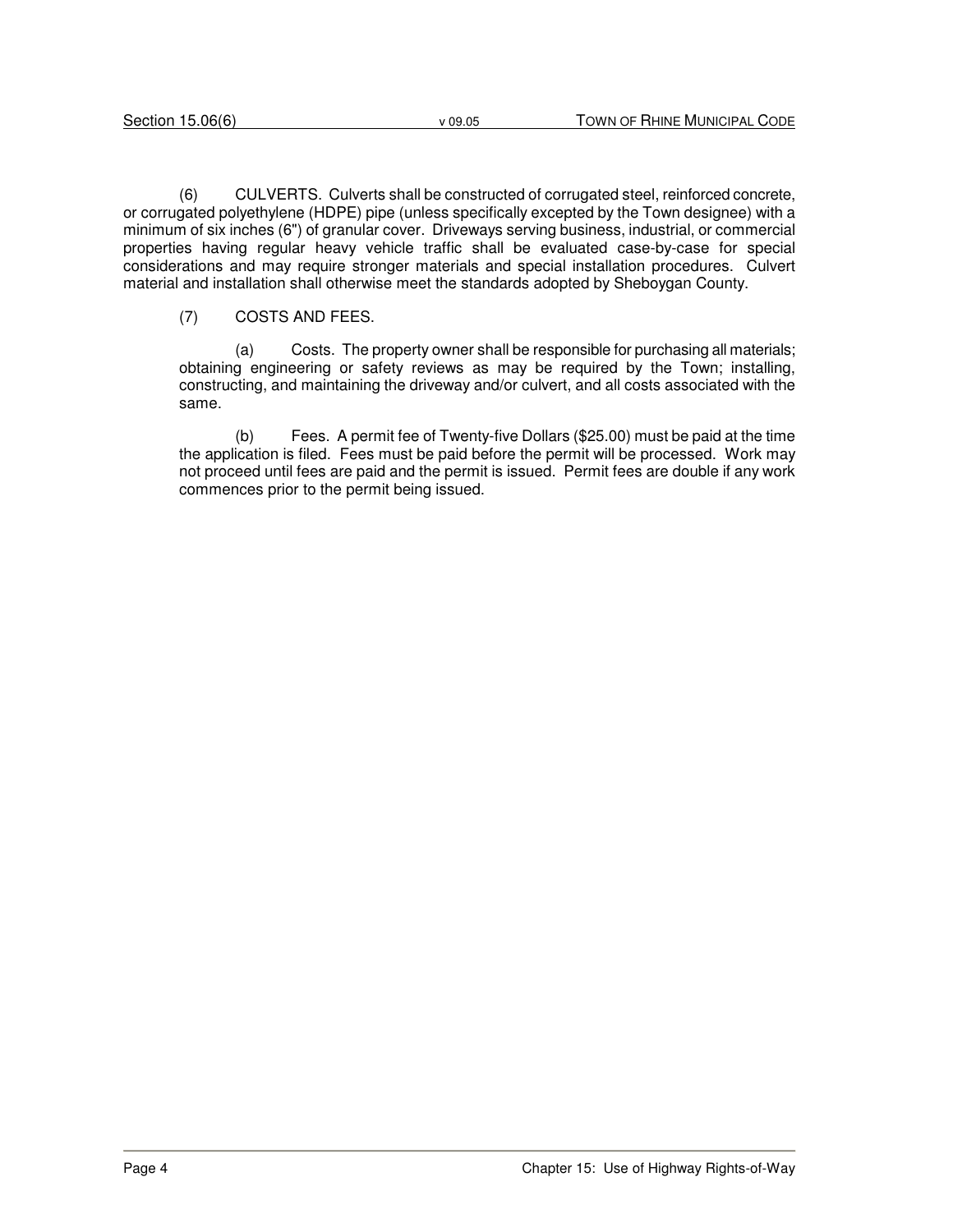(6) CULVERTS. Culverts shall be constructed of corrugated steel, reinforced concrete, or corrugated polyethylene (HDPE) pipe (unless specifically excepted by the Town designee) with a minimum of six inches (6") of granular cover. Driveways serving business, industrial, or commercial properties having regular heavy vehicle traffic shall be evaluated case-by-case for special considerations and may require stronger materials and special installation procedures. Culvert material and installation shall otherwise meet the standards adopted by Sheboygan County.

(7) COSTS AND FEES.

(a) Costs. The property owner shall be responsible for purchasing all materials; obtaining engineering or safety reviews as may be required by the Town; installing, constructing, and maintaining the driveway and/or culvert, and all costs associated with the same.

(b) Fees. A permit fee of Twenty-five Dollars ($25.00) must be paid at the time the application is filed. Fees must be paid before the permit will be processed. Work may not proceed until fees are paid and the permit is issued. Permit fees are double if any work commences prior to the permit being issued.